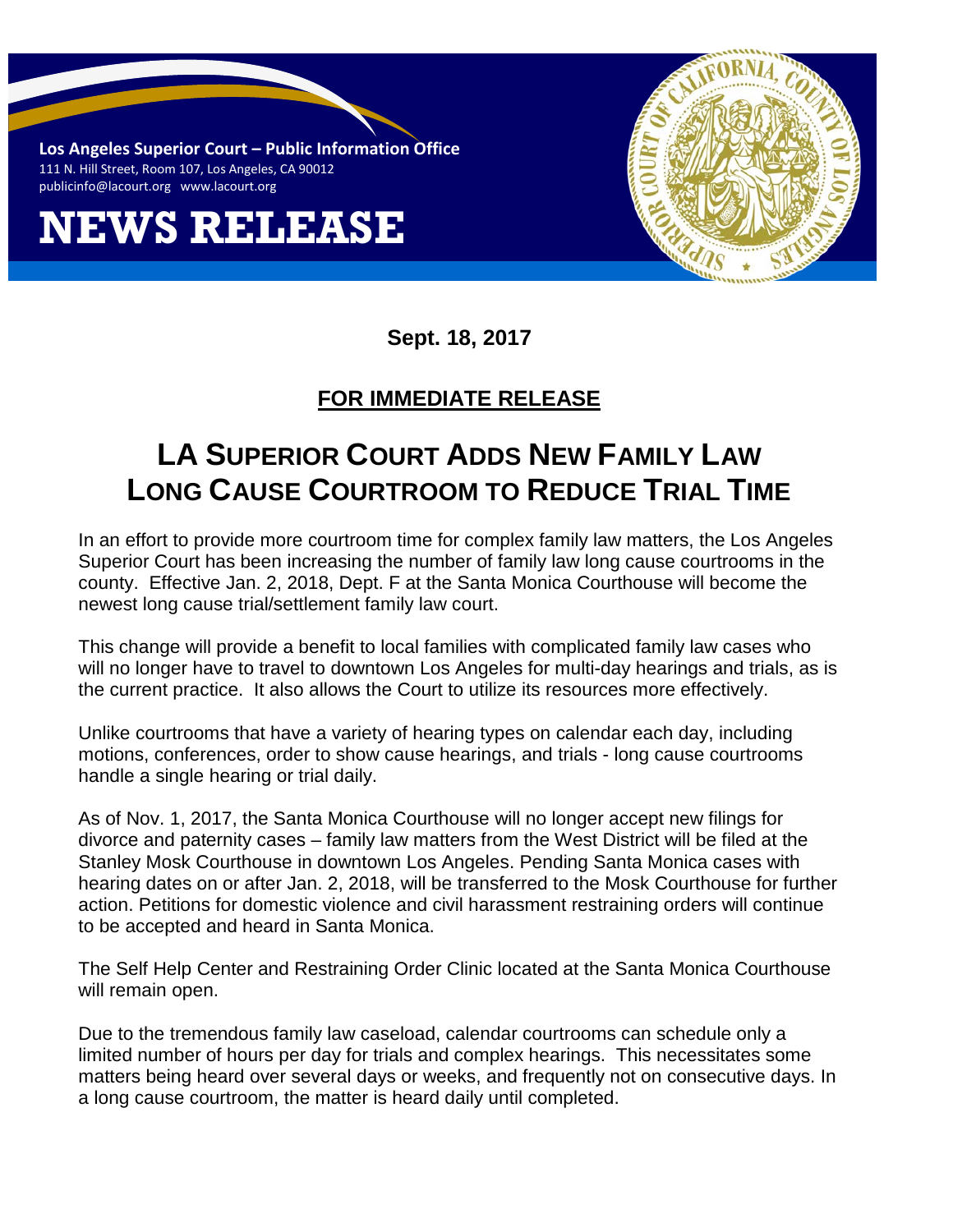**Los Angeles Superior Court – Public Information Office**
111 N. Hill Street, Room 107, Los Angeles, CA 90012
publicinfo@lacourt.org www.lacourt.org

# NEWS RELEASE

**Sept. 18, 2017**

**FOR IMMEDIATE RELEASE**

## LA SUPERIOR COURT ADDS NEW FAMILY LAW LONG CAUSE COURTROOM TO REDUCE TRIAL TIME

In an effort to provide more courtroom time for complex family law matters, the Los Angeles Superior Court has been increasing the number of family law long cause courtrooms in the county. Effective Jan. 2, 2018, Dept. F at the Santa Monica Courthouse will become the newest long cause trial/settlement family law court.

This change will provide a benefit to local families with complicated family law cases who will no longer have to travel to downtown Los Angeles for multi-day hearings and trials, as is the current practice. It also allows the Court to utilize its resources more effectively.

Unlike courtrooms that have a variety of hearing types on calendar each day, including motions, conferences, order to show cause hearings, and trials - long cause courtrooms handle a single hearing or trial daily.

As of Nov. 1, 2017, the Santa Monica Courthouse will no longer accept new filings for divorce and paternity cases – family law matters from the West District will be filed at the Stanley Mosk Courthouse in downtown Los Angeles. Pending Santa Monica cases with hearing dates on or after Jan. 2, 2018, will be transferred to the Mosk Courthouse for further action. Petitions for domestic violence and civil harassment restraining orders will continue to be accepted and heard in Santa Monica.

The Self Help Center and Restraining Order Clinic located at the Santa Monica Courthouse will remain open.

Due to the tremendous family law caseload, calendar courtrooms can schedule only a limited number of hours per day for trials and complex hearings. This necessitates some matters being heard over several days or weeks, and frequently not on consecutive days. In a long cause courtroom, the matter is heard daily until completed.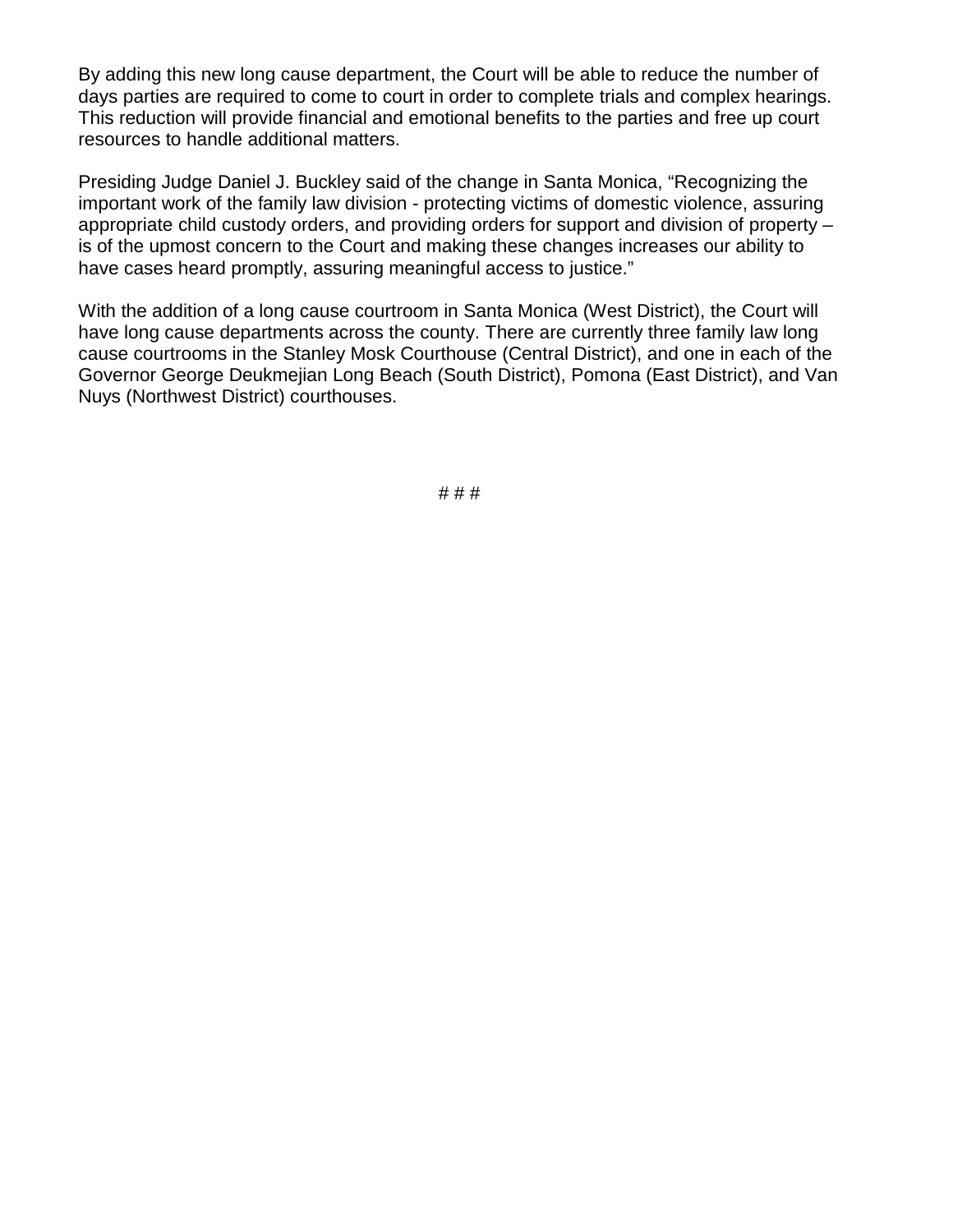By adding this new long cause department, the Court will be able to reduce the number of days parties are required to come to court in order to complete trials and complex hearings. This reduction will provide financial and emotional benefits to the parties and free up court resources to handle additional matters.

Presiding Judge Daniel J. Buckley said of the change in Santa Monica, “Recognizing the important work of the family law division - protecting victims of domestic violence, assuring appropriate child custody orders, and providing orders for support and division of property – is of the upmost concern to the Court and making these changes increases our ability to have cases heard promptly, assuring meaningful access to justice.”

With the addition of a long cause courtroom in Santa Monica (West District), the Court will have long cause departments across the county. There are currently three family law long cause courtrooms in the Stanley Mosk Courthouse (Central District), and one in each of the Governor George Deukmejian Long Beach (South District), Pomona (East District), and Van Nuys (Northwest District) courthouses.

# # #